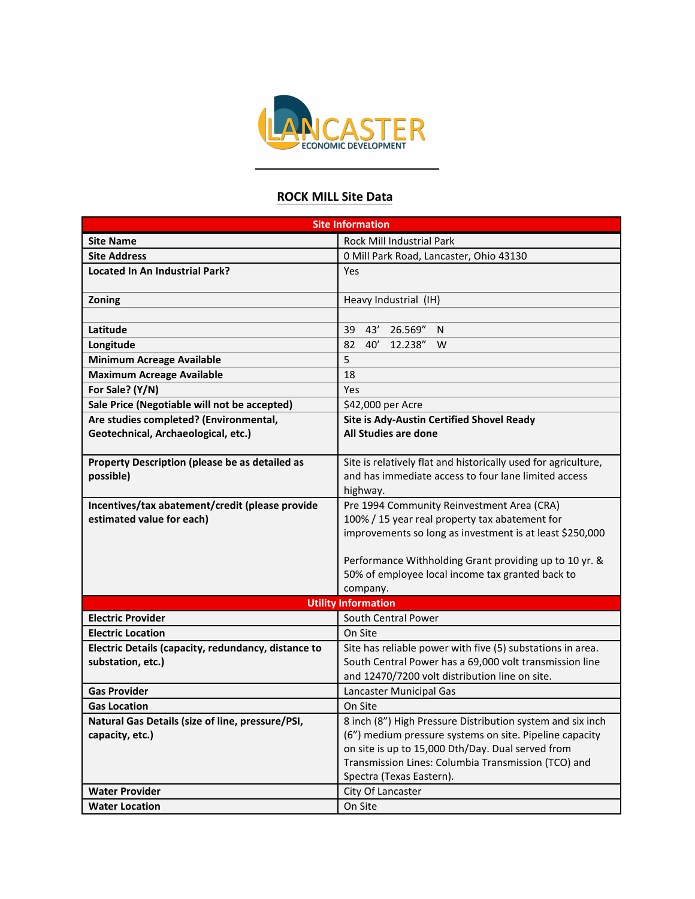LANCASTER ECONOMIC DEVELOPMENT

## ROCK MILL Site Data

| Site Information | |
|---|---|
| **Site Name** | Rock Mill Industrial Park |
| **Site Address** | 0 Mill Park Road, Lancaster, Ohio 43130 |
| **Located In An Industrial Park?** | Yes |
| **Zoning** | Heavy Industrial (IH) |
| | |
| **Latitude** | 39 43' 26.569" N |
| **Longitude** | 82 40' 12.238" W |
| **Minimum Acreage Available** | 5 |
| **Maximum Acreage Available** | 18 |
| **For Sale? (Y/N)** | Yes |
| **Sale Price (Negotiable will not be accepted)** | $42,000 per Acre |
| **Are studies completed? (Environmental, Geotechnical, Archaeological, etc.)** | **Site is Ady-Austin Certified Shovel Ready**<br>**All Studies are done** |
| **Property Description (please be as detailed as possible)** | Site is relatively flat and historically used for agriculture, and has immediate access to four lane limited access highway. |
| **Incentives/tax abatement/credit (please provide estimated value for each)** | Pre 1994 Community Reinvestment Area (CRA)<br>100% / 15 year real property tax abatement for improvements so long as investment is at least $250,000<br><br>Performance Withholding Grant providing up to 10 yr. & 50% of employee local income tax granted back to company. |
| **Utility Information** | |
| **Electric Provider** | South Central Power |
| **Electric Location** | On Site |
| **Electric Details (capacity, redundancy, distance to substation, etc.)** | Site has reliable power with five (5) substations in area. South Central Power has a 69,000 volt transmission line and 12470/7200 volt distribution line on site. |
| **Gas Provider** | Lancaster Municipal Gas |
| **Gas Location** | On Site |
| **Natural Gas Details (size of line, pressure/PSI, capacity, etc.)** | 8 inch (8") High Pressure Distribution system and six inch (6") medium pressure systems on site. Pipeline capacity on site is up to 15,000 Dth/Day. Dual served from Transmission Lines: Columbia Transmission (TCO) and Spectra (Texas Eastern). |
| **Water Provider** | City Of Lancaster |
| **Water Location** | On Site |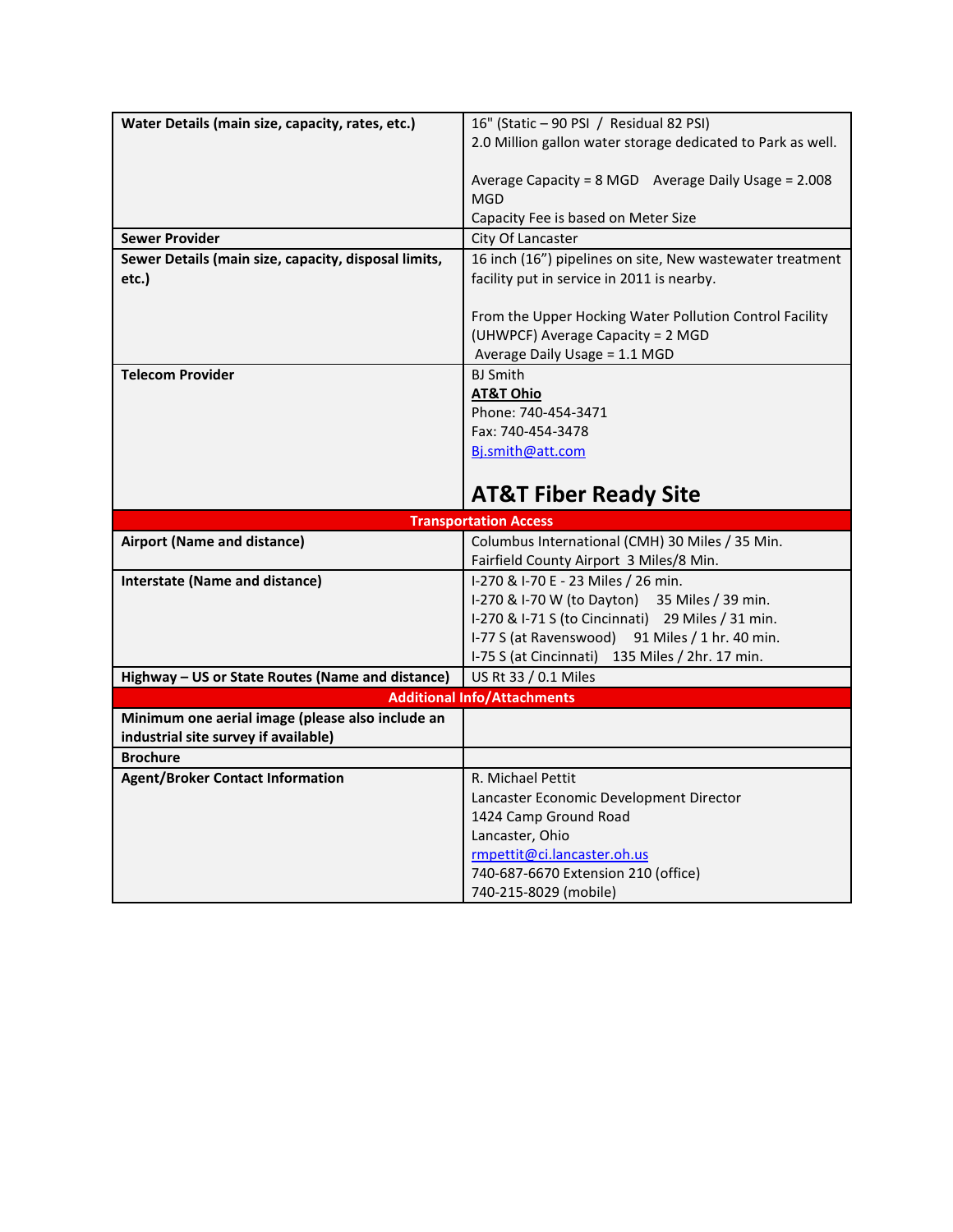| | |
|---|---|
| **Water Details (main size, capacity, rates, etc.)** | 16" (Static – 90 PSI / Residual 82 PSI)<br>2.0 Million gallon water storage dedicated to Park as well.<br><br>Average Capacity = 8 MGD Average Daily Usage = 2.008 MGD<br>Capacity Fee is based on Meter Size |
| **Sewer Provider** | City Of Lancaster |
| **Sewer Details (main size, capacity, disposal limits, etc.)** | 16 inch (16") pipelines on site, New wastewater treatment facility put in service in 2011 is nearby.<br><br>From the Upper Hocking Water Pollution Control Facility (UHWPCF) Average Capacity = 2 MGD<br>Average Daily Usage = 1.1 MGD |
| **Telecom Provider** | BJ Smith<br>**AT&T Ohio**<br>Phone: 740-454-3471<br>Fax: 740-454-3478<br>Bj.smith@att.com<br><br>**AT&T Fiber Ready Site** |
| **Transportation Access** | |
| **Airport (Name and distance)** | Columbus International (CMH) 30 Miles / 35 Min.<br>Fairfield County Airport 3 Miles/8 Min. |
| **Interstate (Name and distance)** | I-270 & I-70 E - 23 Miles / 26 min.<br>I-270 & I-70 W (to Dayton) 35 Miles / 39 min.<br>I-270 & I-71 S (to Cincinnati) 29 Miles / 31 min.<br>I-77 S (at Ravenswood) 91 Miles / 1 hr. 40 min.<br>I-75 S (at Cincinnati) 135 Miles / 2hr. 17 min. |
| **Highway – US or State Routes (Name and distance)** | US Rt 33 / 0.1 Miles |
| **Additional Info/Attachments** | |
| **Minimum one aerial image (please also include an industrial site survey if available)** | |
| **Brochure** | |
| **Agent/Broker Contact Information** | R. Michael Pettit<br>Lancaster Economic Development Director<br>1424 Camp Ground Road<br>Lancaster, Ohio<br>rmpettit@ci.lancaster.oh.us<br>740-687-6670 Extension 210 (office)<br>740-215-8029 (mobile) |